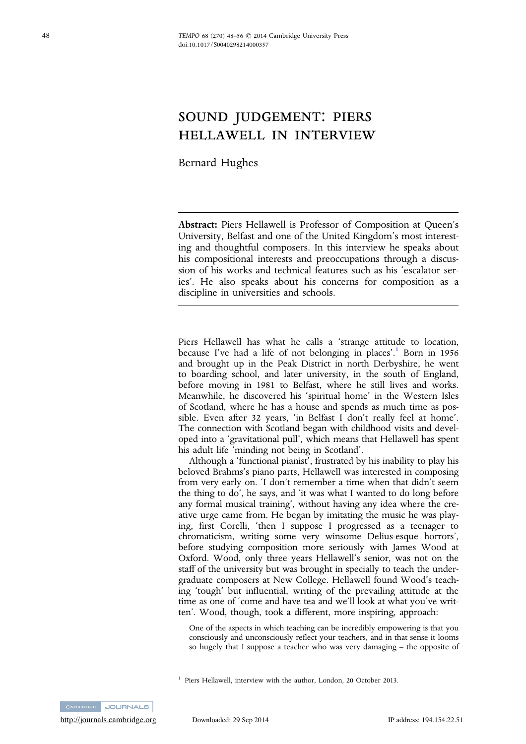# SOUND JUDGEMENT: PIERS HELLAWELL IN INTERVIEW

Bernard Hughes

**Abstract:** Piers Hellawell is Professor of Composition at Queen's University, Belfast and one of the United Kingdom's most interesting and thoughtful composers. In this interview he speaks about his compositional interests and preoccupations through a discussion of his works and technical features such as his 'escalator series'. He also speaks about his concerns for composition as a discipline in universities and schools.

Piers Hellawell has what he calls a 'strange attitude to location, because I've had a life of not belonging in places'.[1] Born in 1956 and brought up in the Peak District in north Derbyshire, he went to boarding school, and later university, in the south of England, before moving in 1981 to Belfast, where he still lives and works. Meanwhile, he discovered his 'spiritual home' in the Western Isles of Scotland, where he has a house and spends as much time as possible. Even after 32 years, 'in Belfast I don't really feel at home'. The connection with Scotland began with childhood visits and developed into a 'gravitational pull', which means that Hellawell has spent his adult life 'minding not being in Scotland'.

Although a 'functional pianist', frustrated by his inability to play his beloved Brahms's piano parts, Hellawell was interested in composing from very early on. 'I don't remember a time when that didn't seem the thing to do', he says, and 'it was what I wanted to do long before any formal musical training', without having any idea where the creative urge came from. He began by imitating the music he was playing, first Corelli, 'then I suppose I progressed as a teenager to chromaticism, writing some very winsome Delius-esque horrors', before studying composition more seriously with James Wood at Oxford. Wood, only three years Hellawell's senior, was not on the staff of the university but was brought in specially to teach the undergraduate composers at New College. Hellawell found Wood's teaching 'tough' but influential, writing of the prevailing attitude at the time as one of 'come and have tea and we'll look at what you've written'. Wood, though, took a different, more inspiring, approach:

> One of the aspects in which teaching can be incredibly empowering is that you consciously and unconsciously reflect your teachers, and in that sense it looms so hugely that I suppose a teacher who was very damaging – the opposite of

[1] Piers Hellawell, interview with the author, London, 20 October 2013.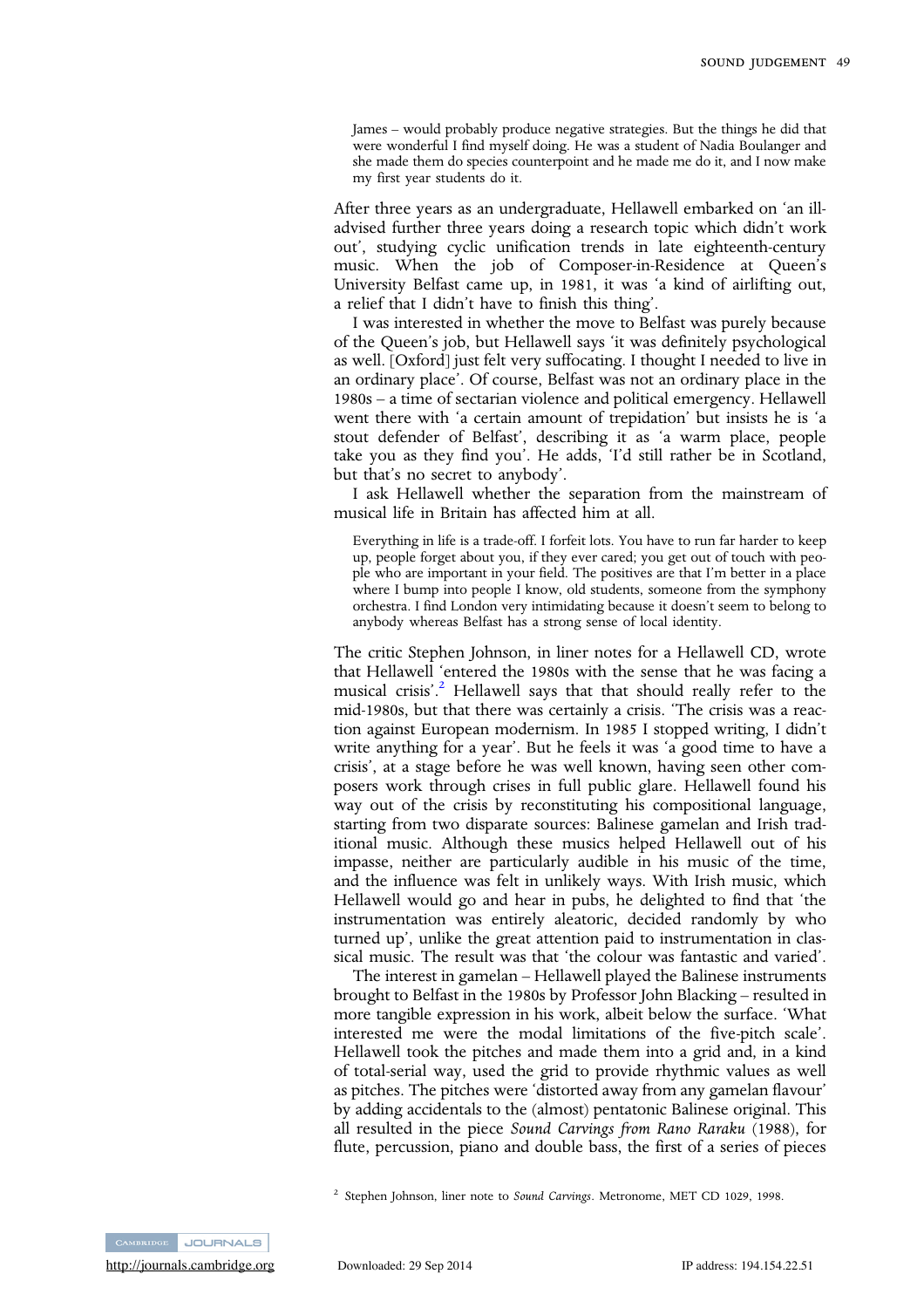> James – would probably produce negative strategies. But the things he did that were wonderful I find myself doing. He was a student of Nadia Boulanger and she made them do species counterpoint and he made me do it, and I now make my first year students do it.

After three years as an undergraduate, Hellawell embarked on 'an ill-advised further three years doing a research topic which didn't work out', studying cyclic unification trends in late eighteenth-century music. When the job of Composer-in-Residence at Queen's University Belfast came up, in 1981, it was 'a kind of airlifting out, a relief that I didn't have to finish this thing'.

I was interested in whether the move to Belfast was purely because of the Queen's job, but Hellawell says 'it was definitely psychological as well. [Oxford] just felt very suffocating. I thought I needed to live in an ordinary place'. Of course, Belfast was not an ordinary place in the 1980s – a time of sectarian violence and political emergency. Hellawell went there with 'a certain amount of trepidation' but insists he is 'a stout defender of Belfast', describing it as 'a warm place, people take you as they find you'. He adds, 'I'd still rather be in Scotland, but that's no secret to anybody'.

I ask Hellawell whether the separation from the mainstream of musical life in Britain has affected him at all.

> Everything in life is a trade-off. I forfeit lots. You have to run far harder to keep up, people forget about you, if they ever cared; you get out of touch with people who are important in your field. The positives are that I'm better in a place where I bump into people I know, old students, someone from the symphony orchestra. I find London very intimidating because it doesn't seem to belong to anybody whereas Belfast has a strong sense of local identity.

The critic Stephen Johnson, in liner notes for a Hellawell CD, wrote that Hellawell 'entered the 1980s with the sense that he was facing a musical crisis'.[2] Hellawell says that that should really refer to the mid-1980s, but that there was certainly a crisis. 'The crisis was a reaction against European modernism. In 1985 I stopped writing, I didn't write anything for a year'. But he feels it was 'a good time to have a crisis', at a stage before he was well known, having seen other composers work through crises in full public glare. Hellawell found his way out of the crisis by reconstituting his compositional language, starting from two disparate sources: Balinese gamelan and Irish traditional music. Although these musics helped Hellawell out of his impasse, neither are particularly audible in his music of the time, and the influence was felt in unlikely ways. With Irish music, which Hellawell would go and hear in pubs, he delighted to find that 'the instrumentation was entirely aleatoric, decided randomly by who turned up', unlike the great attention paid to instrumentation in classical music. The result was that 'the colour was fantastic and varied'.

The interest in gamelan – Hellawell played the Balinese instruments brought to Belfast in the 1980s by Professor John Blacking – resulted in more tangible expression in his work, albeit below the surface. 'What interested me were the modal limitations of the five-pitch scale'. Hellawell took the pitches and made them into a grid and, in a kind of total-serial way, used the grid to provide rhythmic values as well as pitches. The pitches were 'distorted away from any gamelan flavour' by adding accidentals to the (almost) pentatonic Balinese original. This all resulted in the piece *Sound Carvings from Rano Raraku* (1988), for flute, percussion, piano and double bass, the first of a series of pieces

[2] Stephen Johnson, liner note to *Sound Carvings*. Metronome, MET CD 1029, 1998.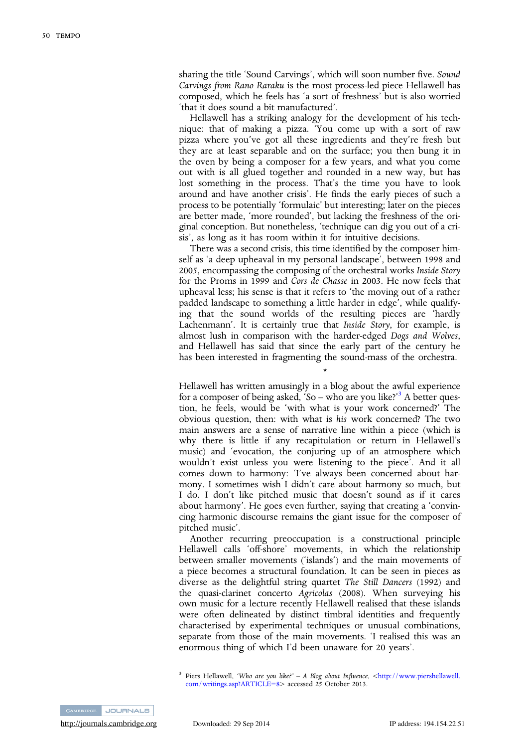sharing the title 'Sound Carvings', which will soon number five. *Sound Carvings from Rano Raraku* is the most process-led piece Hellawell has composed, which he feels has 'a sort of freshness' but is also worried 'that it does sound a bit manufactured'.

Hellawell has a striking analogy for the development of his technique: that of making a pizza. 'You come up with a sort of raw pizza where you've got all these ingredients and they're fresh but they are at least separable and on the surface; you then bung it in the oven by being a composer for a few years, and what you come out with is all glued together and rounded in a new way, but has lost something in the process. That's the time you have to look around and have another crisis'. He finds the early pieces of such a process to be potentially 'formulaic' but interesting; later on the pieces are better made, 'more rounded', but lacking the freshness of the original conception. But nonetheless, 'technique can dig you out of a crisis', as long as it has room within it for intuitive decisions.

There was a second crisis, this time identified by the composer himself as 'a deep upheaval in my personal landscape', between 1998 and 2005, encompassing the composing of the orchestral works *Inside Story* for the Proms in 1999 and *Cors de Chasse* in 2003. He now feels that upheaval less; his sense is that it refers to 'the moving out of a rather padded landscape to something a little harder in edge', while qualifying that the sound worlds of the resulting pieces are 'hardly Lachenmann'. It is certainly true that *Inside Story*, for example, is almost lush in comparison with the harder-edged *Dogs and Wolves*, and Hellawell has said that since the early part of the century he has been interested in fragmenting the sound-mass of the orchestra.

*

Hellawell has written amusingly in a blog about the awful experience for a composer of being asked, 'So – who are you like?'[3] A better question, he feels, would be 'with what is your work concerned?' The obvious question, then: with what is *his* work concerned? The two main answers are a sense of narrative line within a piece (which is why there is little if any recapitulation or return in Hellawell's music) and 'evocation, the conjuring up of an atmosphere which wouldn't exist unless you were listening to the piece'. And it all comes down to harmony: 'I've always been concerned about harmony. I sometimes wish I didn't care about harmony so much, but I do. I don't like pitched music that doesn't sound as if it cares about harmony'. He goes even further, saying that creating a 'convincing harmonic discourse remains the giant issue for the composer of pitched music'.

Another recurring preoccupation is a constructional principle Hellawell calls 'off-shore' movements, in which the relationship between smaller movements ('islands') and the main movements of a piece becomes a structural foundation. It can be seen in pieces as diverse as the delightful string quartet *The Still Dancers* (1992) and the quasi-clarinet concerto *Agricolas* (2008). When surveying his own music for a lecture recently Hellawell realised that these islands were often delineated by distinct timbral identities and frequently characterised by experimental techniques or unusual combinations, separate from those of the main movements. 'I realised this was an enormous thing of which I'd been unaware for 20 years'.

[3] Piers Hellawell, *'Who are you like?' – A Blog about Influence*, <http://www.piershellawell.com/writings.asp?ARTICLE=8> accessed 25 October 2013.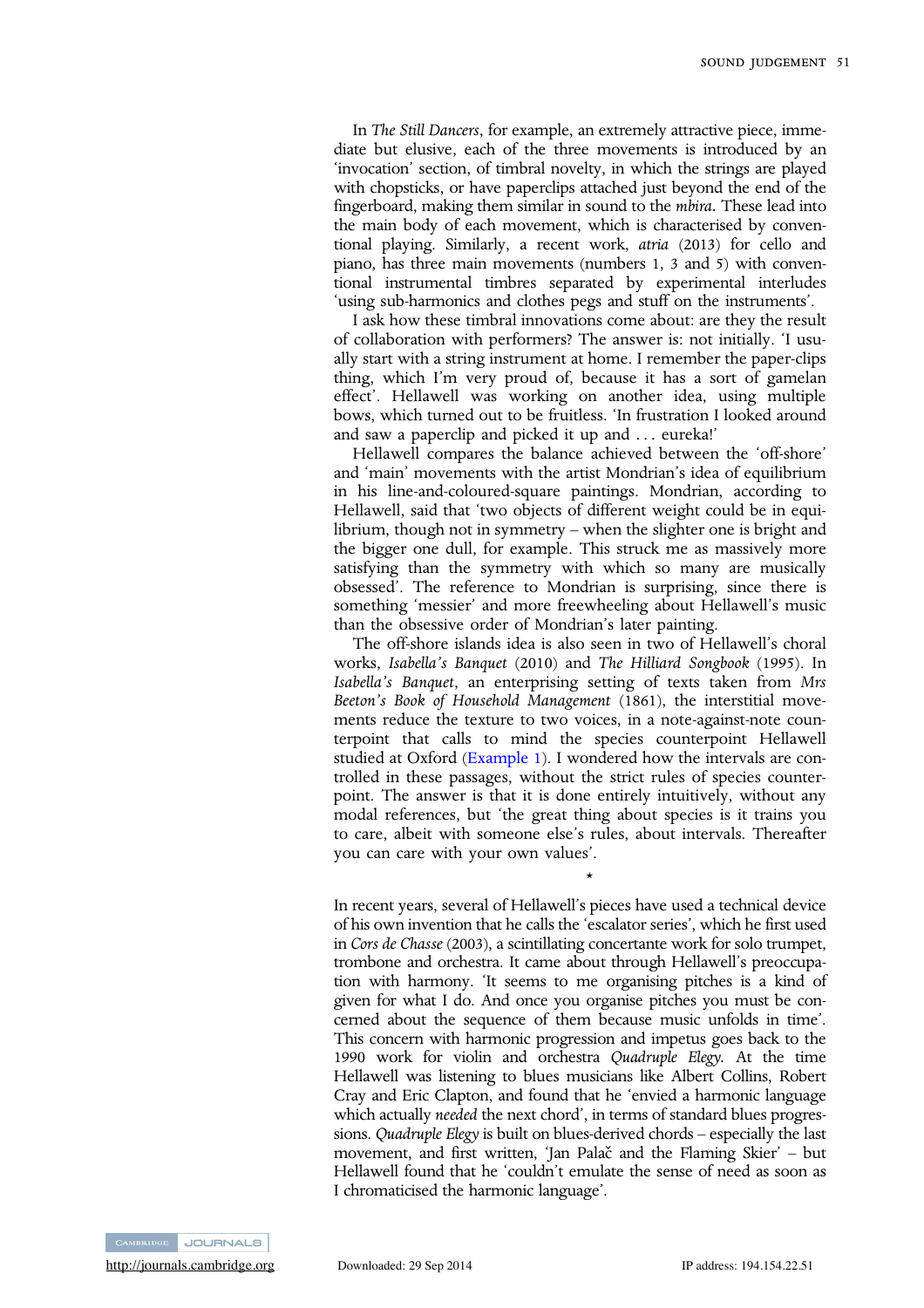In *The Still Dancers*, for example, an extremely attractive piece, immediate but elusive, each of the three movements is introduced by an 'invocation' section, of timbral novelty, in which the strings are played with chopsticks, or have paperclips attached just beyond the end of the fingerboard, making them similar in sound to the *mbira*. These lead into the main body of each movement, which is characterised by conventional playing. Similarly, a recent work, *atria* (2013) for cello and piano, has three main movements (numbers 1, 3 and 5) with conventional instrumental timbres separated by experimental interludes 'using sub-harmonics and clothes pegs and stuff on the instruments'.

I ask how these timbral innovations come about: are they the result of collaboration with performers? The answer is: not initially. 'I usually start with a string instrument at home. I remember the paper-clips thing, which I'm very proud of, because it has a sort of gamelan effect'. Hellawell was working on another idea, using multiple bows, which turned out to be fruitless. 'In frustration I looked around and saw a paperclip and picked it up and . . . eureka!'

Hellawell compares the balance achieved between the 'off-shore' and 'main' movements with the artist Mondrian's idea of equilibrium in his line-and-coloured-square paintings. Mondrian, according to Hellawell, said that 'two objects of different weight could be in equilibrium, though not in symmetry – when the slighter one is bright and the bigger one dull, for example. This struck me as massively more satisfying than the symmetry with which so many are musically obsessed'. The reference to Mondrian is surprising, since there is something 'messier' and more freewheeling about Hellawell's music than the obsessive order of Mondrian's later painting.

The off-shore islands idea is also seen in two of Hellawell's choral works, *Isabella's Banquet* (2010) and *The Hilliard Songbook* (1995). In *Isabella's Banquet*, an enterprising setting of texts taken from *Mrs Beeton's Book of Household Management* (1861), the interstitial movements reduce the texture to two voices, in a note-against-note counterpoint that calls to mind the species counterpoint Hellawell studied at Oxford (Example 1). I wondered how the intervals are controlled in these passages, without the strict rules of species counterpoint. The answer is that it is done entirely intuitively, without any modal references, but 'the great thing about species is it trains you to care, albeit with someone else's rules, about intervals. Thereafter you can care with your own values'.

*

In recent years, several of Hellawell's pieces have used a technical device of his own invention that he calls the 'escalator series', which he first used in *Cors de Chasse* (2003), a scintillating concertante work for solo trumpet, trombone and orchestra. It came about through Hellawell's preoccupation with harmony. 'It seems to me organising pitches is a kind of given for what I do. And once you organise pitches you must be concerned about the sequence of them because music unfolds in time'. This concern with harmonic progression and impetus goes back to the 1990 work for violin and orchestra *Quadruple Elegy*. At the time Hellawell was listening to blues musicians like Albert Collins, Robert Cray and Eric Clapton, and found that he 'envied a harmonic language which actually *needed* the next chord', in terms of standard blues progressions. *Quadruple Elegy* is built on blues-derived chords – especially the last movement, and first written, 'Jan Palač and the Flaming Skier' – but Hellawell found that he 'couldn't emulate the sense of need as soon as I chromaticised the harmonic language'.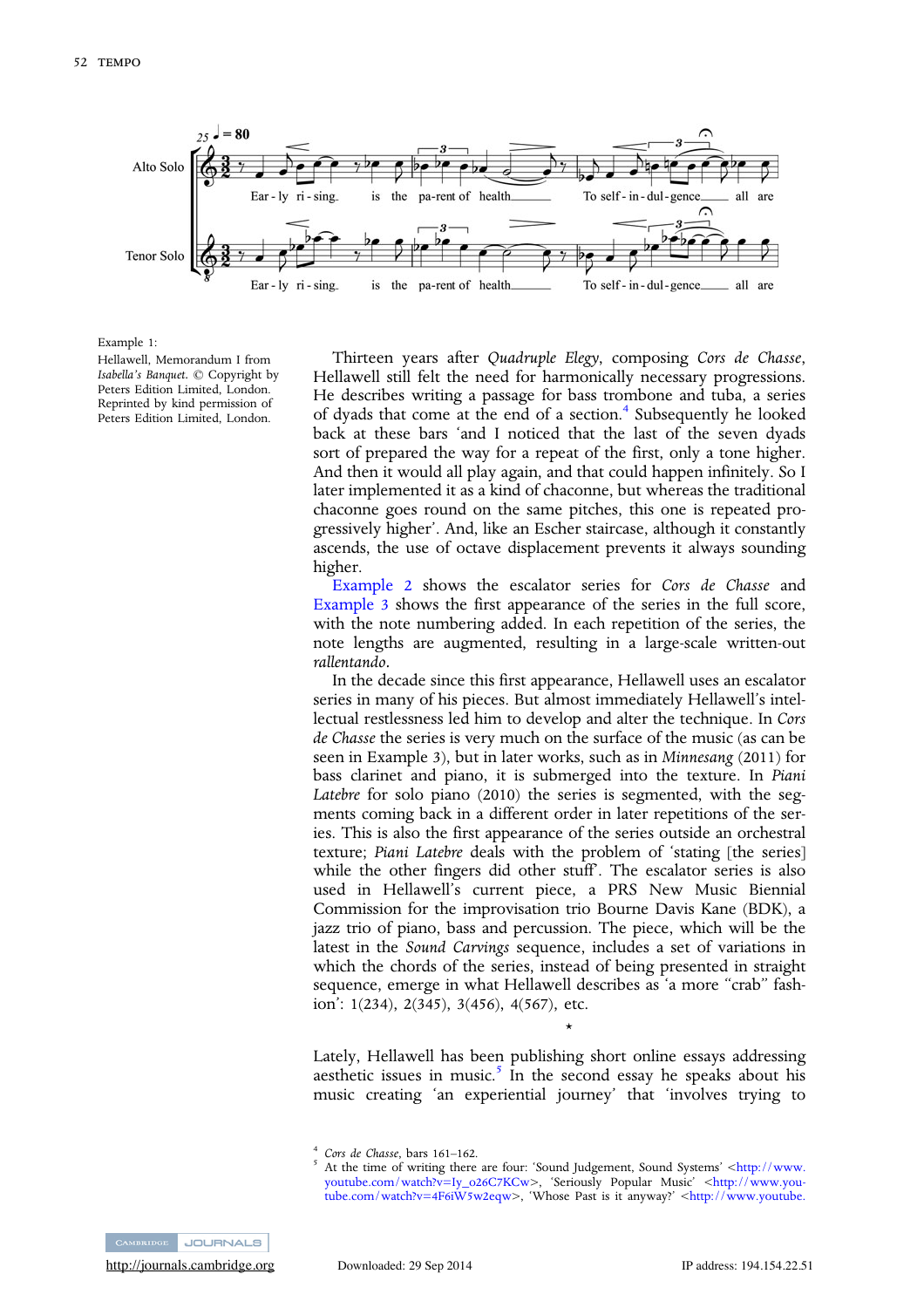Example 1:
Hellawell, Memorandum I from *Isabella's Banquet*. © Copyright by Peters Edition Limited, London. Reprinted by kind permission of Peters Edition Limited, London.

Thirteen years after *Quadruple Elegy*, composing *Cors de Chasse*, Hellawell still felt the need for harmonically necessary progressions. He describes writing a passage for bass trombone and tuba, a series of dyads that come at the end of a section.[4] Subsequently he looked back at these bars 'and I noticed that the last of the seven dyads sort of prepared the way for a repeat of the first, only a tone higher. And then it would all play again, and that could happen infinitely. So I later implemented it as a kind of chaconne, but whereas the traditional chaconne goes round on the same pitches, this one is repeated progressively higher'. And, like an Escher staircase, although it constantly ascends, the use of octave displacement prevents it always sounding higher.

Example 2 shows the escalator series for *Cors de Chasse* and Example 3 shows the first appearance of the series in the full score, with the note numbering added. In each repetition of the series, the note lengths are augmented, resulting in a large-scale written-out *rallentando*.

In the decade since this first appearance, Hellawell uses an escalator series in many of his pieces. But almost immediately Hellawell's intellectual restlessness led him to develop and alter the technique. In *Cors de Chasse* the series is very much on the surface of the music (as can be seen in Example 3), but in later works, such as in *Minnesang* (2011) for bass clarinet and piano, it is submerged into the texture. In *Piani Latebre* for solo piano (2010) the series is segmented, with the segments coming back in a different order in later repetitions of the series. This is also the first appearance of the series outside an orchestral texture; *Piani Latebre* deals with the problem of 'stating [the series] while the other fingers did other stuff'. The escalator series is also used in Hellawell's current piece, a PRS New Music Biennial Commission for the improvisation trio Bourne Davis Kane (BDK), a jazz trio of piano, bass and percussion. The piece, which will be the latest in the *Sound Carvings* sequence, includes a set of variations in which the chords of the series, instead of being presented in straight sequence, emerge in what Hellawell describes as 'a more "crab" fashion': 1(234), 2(345), 3(456), 4(567), etc.

⋆

Lately, Hellawell has been publishing short online essays addressing aesthetic issues in music.[5] In the second essay he speaks about his music creating 'an experiential journey' that 'involves trying to

---

[4] *Cors de Chasse*, bars 161–162.

[5] At the time of writing there are four: 'Sound Judgement, Sound Systems' <http://www.youtube.com/watch?v=Iy_o26C7KCw>, 'Seriously Popular Music' <http://www.youtube.com/watch?v=4F6iW5w2eqw>, 'Whose Past is it anyway?' <http://www.youtube.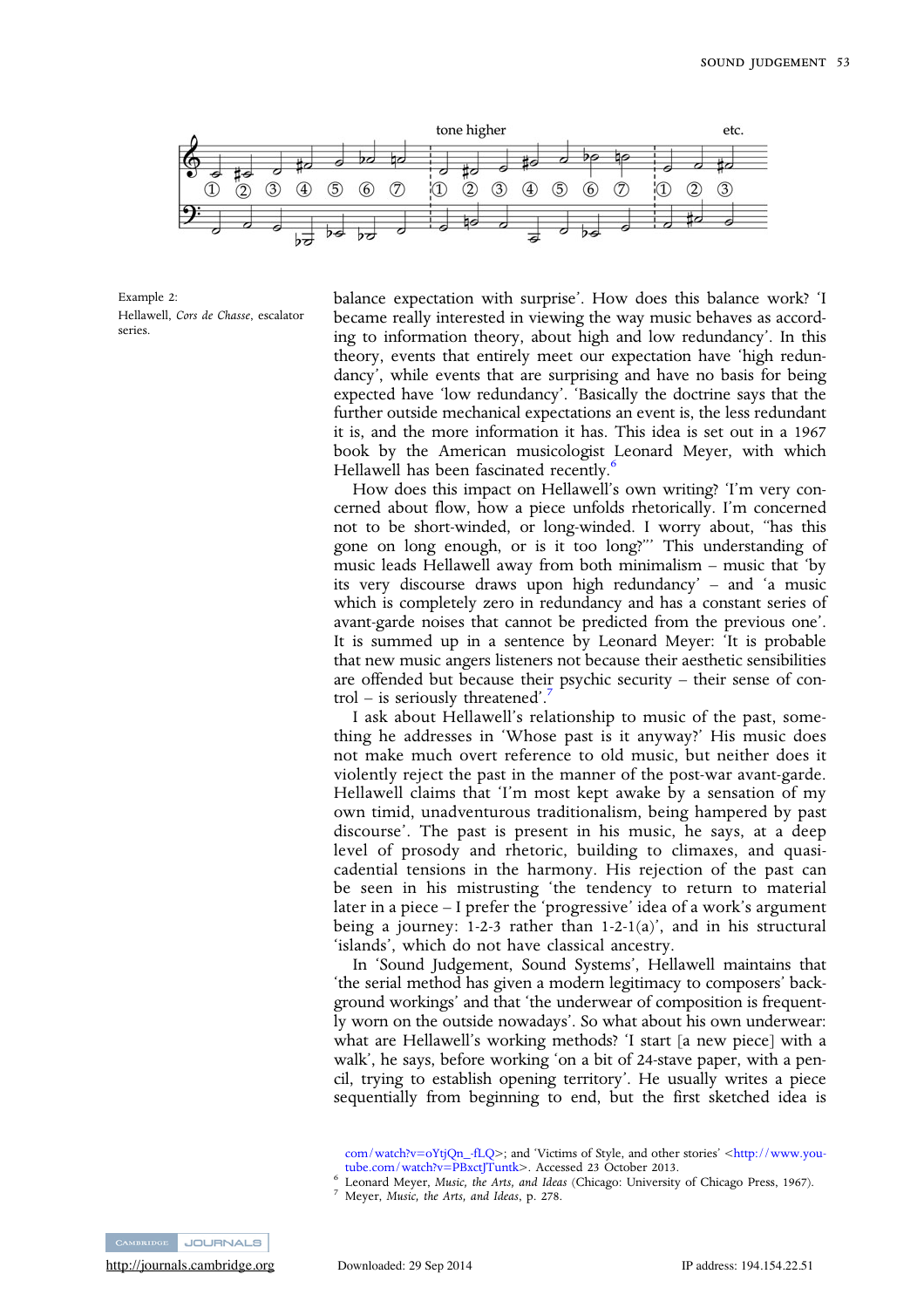tone higher

etc.

Example 2: Hellawell, *Cors de Chasse*, escalator series.

balance expectation with surprise'. How does this balance work? 'I became really interested in viewing the way music behaves as according to information theory, about high and low redundancy'. In this theory, events that entirely meet our expectation have 'high redundancy', while events that are surprising and have no basis for being expected have 'low redundancy'. 'Basically the doctrine says that the further outside mechanical expectations an event is, the less redundant it is, and the more information it has. This idea is set out in a 1967 book by the American musicologist Leonard Meyer, with which Hellawell has been fascinated recently.[6]

How does this impact on Hellawell's own writing? 'I'm very concerned about flow, how a piece unfolds rhetorically. I'm concerned not to be short-winded, or long-winded. I worry about, "has this gone on long enough, or is it too long?"' This understanding of music leads Hellawell away from both minimalism – music that 'by its very discourse draws upon high redundancy' – and 'a music which is completely zero in redundancy and has a constant series of avant-garde noises that cannot be predicted from the previous one'. It is summed up in a sentence by Leonard Meyer: 'It is probable that new music angers listeners not because their aesthetic sensibilities are offended but because their psychic security – their sense of control – is seriously threatened'.[7]

I ask about Hellawell's relationship to music of the past, something he addresses in 'Whose past is it anyway?' His music does not make much overt reference to old music, but neither does it violently reject the past in the manner of the post-war avant-garde. Hellawell claims that 'I'm most kept awake by a sensation of my own timid, unadventurous traditionalism, being hampered by past discourse'. The past is present in his music, he says, at a deep level of prosody and rhetoric, building to climaxes, and quasi-cadential tensions in the harmony. His rejection of the past can be seen in his mistrusting 'the tendency to return to material later in a piece – I prefer the 'progressive' idea of a work's argument being a journey: 1-2-3 rather than 1-2-1(a)', and in his structural 'islands', which do not have classical ancestry.

In 'Sound Judgement, Sound Systems', Hellawell maintains that 'the serial method has given a modern legitimacy to composers' background workings' and that 'the underwear of composition is frequently worn on the outside nowadays'. So what about his own underwear: what are Hellawell's working methods? 'I start [a new piece] with a walk', he says, before working 'on a bit of 24-stave paper, with a pencil, trying to establish opening territory'. He usually writes a piece sequentially from beginning to end, but the first sketched idea is

com/watch?v=oYtjQn_-fLQ>; and 'Victims of Style, and other stories' <http://www.youtube.com/watch?v=PBxctJTuntk>. Accessed 23 October 2013.

6 Leonard Meyer, *Music, the Arts, and Ideas* (Chicago: University of Chicago Press, 1967).

7 Meyer, *Music, the Arts, and Ideas*, p. 278.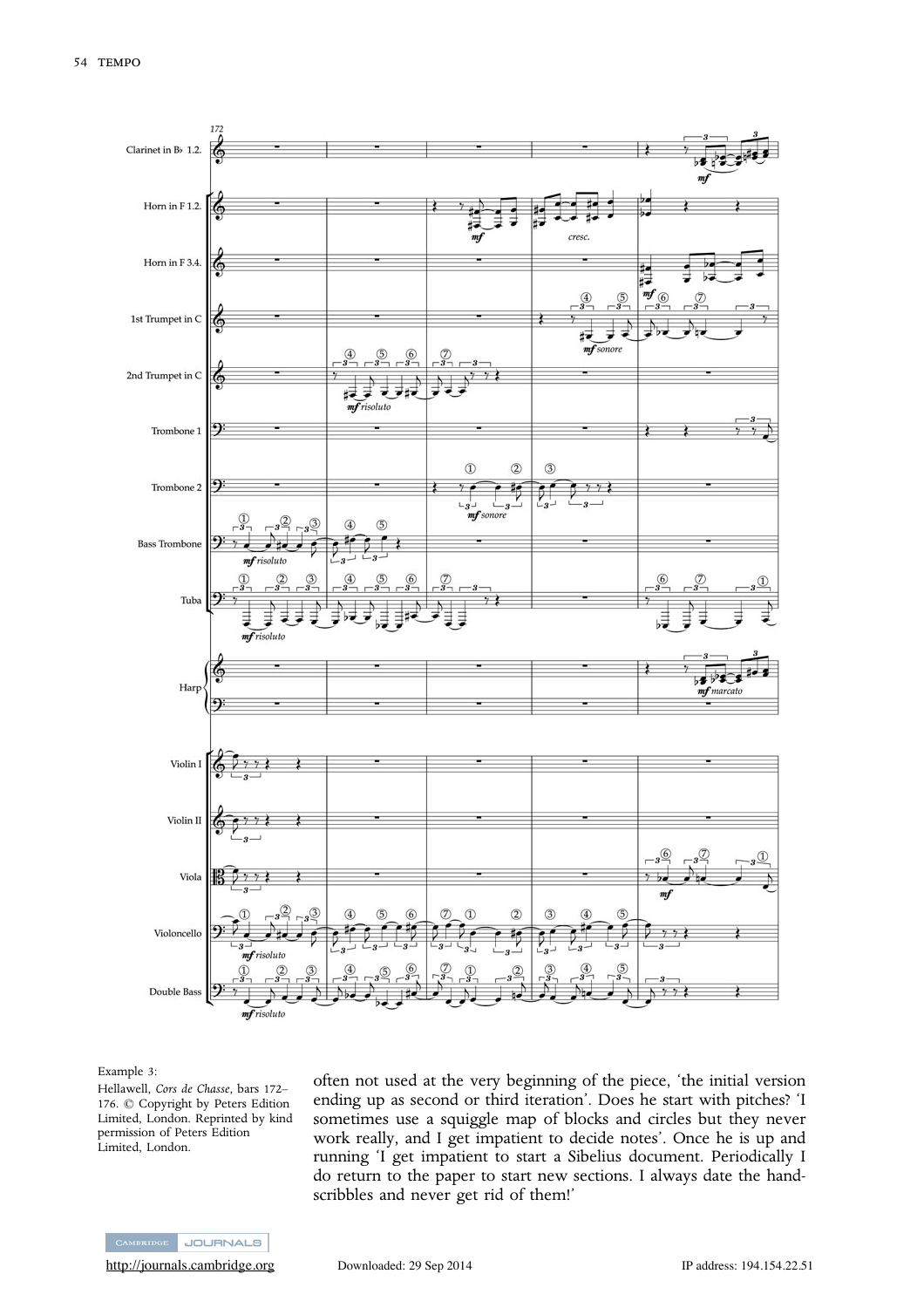Example 3:
Hellawell, *Cors de Chasse*, bars 172–176. © Copyright by Peters Edition Limited, London. Reprinted by kind permission of Peters Edition Limited, London.

often not used at the very beginning of the piece, 'the initial version ending up as second or third iteration'. Does he start with pitches? 'I sometimes use a squiggle map of blocks and circles but they never work really, and I get impatient to decide notes'. Once he is up and running 'I get impatient to start a Sibelius document. Periodically I do return to the paper to start new sections. I always date the hand-scribbles and never get rid of them!'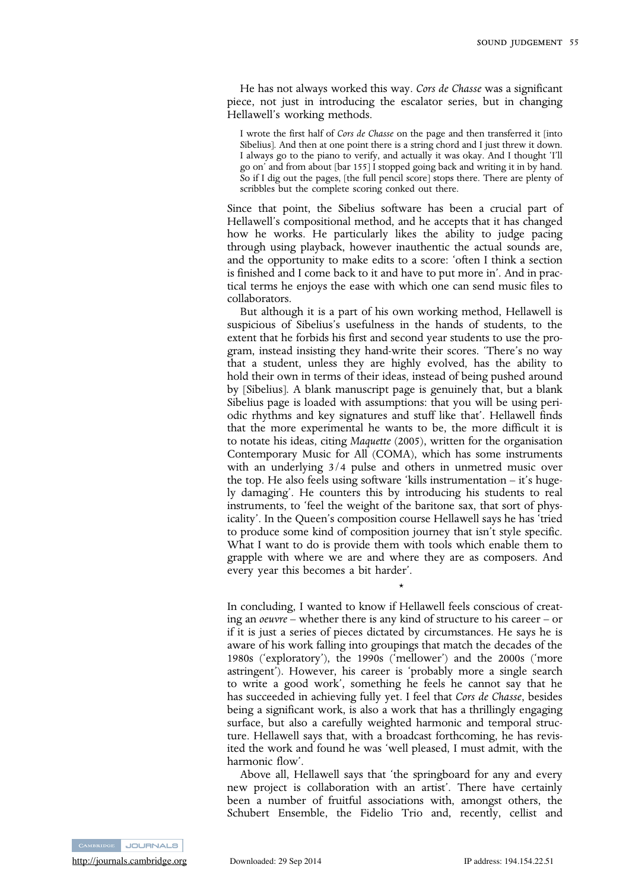He has not always worked this way. *Cors de Chasse* was a significant piece, not just in introducing the escalator series, but in changing Hellawell's working methods.

> I wrote the first half of *Cors de Chasse* on the page and then transferred it [into Sibelius]. And then at one point there is a string chord and I just threw it down. I always go to the piano to verify, and actually it was okay. And I thought 'I'll go on' and from about [bar 155] I stopped going back and writing it in by hand. So if I dig out the pages, [the full pencil score] stops there. There are plenty of scribbles but the complete scoring conked out there.

Since that point, the Sibelius software has been a crucial part of Hellawell's compositional method, and he accepts that it has changed how he works. He particularly likes the ability to judge pacing through using playback, however inauthentic the actual sounds are, and the opportunity to make edits to a score: 'often I think a section is finished and I come back to it and have to put more in'. And in practical terms he enjoys the ease with which one can send music files to collaborators.

But although it is a part of his own working method, Hellawell is suspicious of Sibelius's usefulness in the hands of students, to the extent that he forbids his first and second year students to use the program, instead insisting they hand-write their scores. 'There's no way that a student, unless they are highly evolved, has the ability to hold their own in terms of their ideas, instead of being pushed around by [Sibelius]. A blank manuscript page is genuinely that, but a blank Sibelius page is loaded with assumptions: that you will be using periodic rhythms and key signatures and stuff like that'. Hellawell finds that the more experimental he wants to be, the more difficult it is to notate his ideas, citing *Maquette* (2005), written for the organisation Contemporary Music for All (COMA), which has some instruments with an underlying 3/4 pulse and others in unmetred music over the top. He also feels using software 'kills instrumentation – it's hugely damaging'. He counters this by introducing his students to real instruments, to 'feel the weight of the baritone sax, that sort of physicality'. In the Queen's composition course Hellawell says he has 'tried to produce some kind of composition journey that isn't style specific. What I want to do is provide them with tools which enable them to grapple with where we are and where they are as composers. And every year this becomes a bit harder'.

\*

In concluding, I wanted to know if Hellawell feels conscious of creating an *oeuvre* – whether there is any kind of structure to his career – or if it is just a series of pieces dictated by circumstances. He says he is aware of his work falling into groupings that match the decades of the 1980s ('exploratory'), the 1990s ('mellower') and the 2000s ('more astringent'). However, his career is 'probably more a single search to write a good work', something he feels he cannot say that he has succeeded in achieving fully yet. I feel that *Cors de Chasse*, besides being a significant work, is also a work that has a thrillingly engaging surface, but also a carefully weighted harmonic and temporal structure. Hellawell says that, with a broadcast forthcoming, he has revisited the work and found he was 'well pleased, I must admit, with the harmonic flow'.

Above all, Hellawell says that 'the springboard for any and every new project is collaboration with an artist'. There have certainly been a number of fruitful associations with, amongst others, the Schubert Ensemble, the Fidelio Trio and, recently, cellist and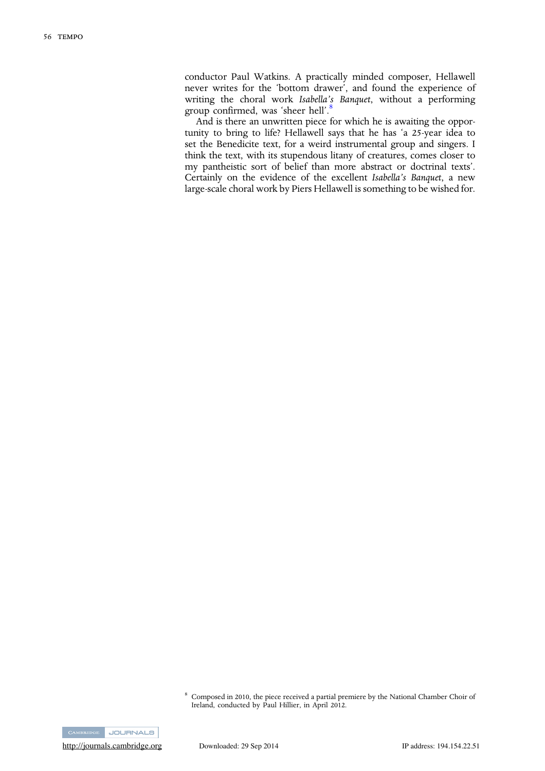conductor Paul Watkins. A practically minded composer, Hellawell never writes for the 'bottom drawer', and found the experience of writing the choral work *Isabella's Banquet*, without a performing group confirmed, was 'sheer hell'.[8]

And is there an unwritten piece for which he is awaiting the opportunity to bring to life? Hellawell says that he has 'a 25-year idea to set the Benedicite text, for a weird instrumental group and singers. I think the text, with its stupendous litany of creatures, comes closer to my pantheistic sort of belief than more abstract or doctrinal texts'. Certainly on the evidence of the excellent *Isabella's Banquet*, a new large-scale choral work by Piers Hellawell is something to be wished for.

[8] Composed in 2010, the piece received a partial premiere by the National Chamber Choir of Ireland, conducted by Paul Hillier, in April 2012.